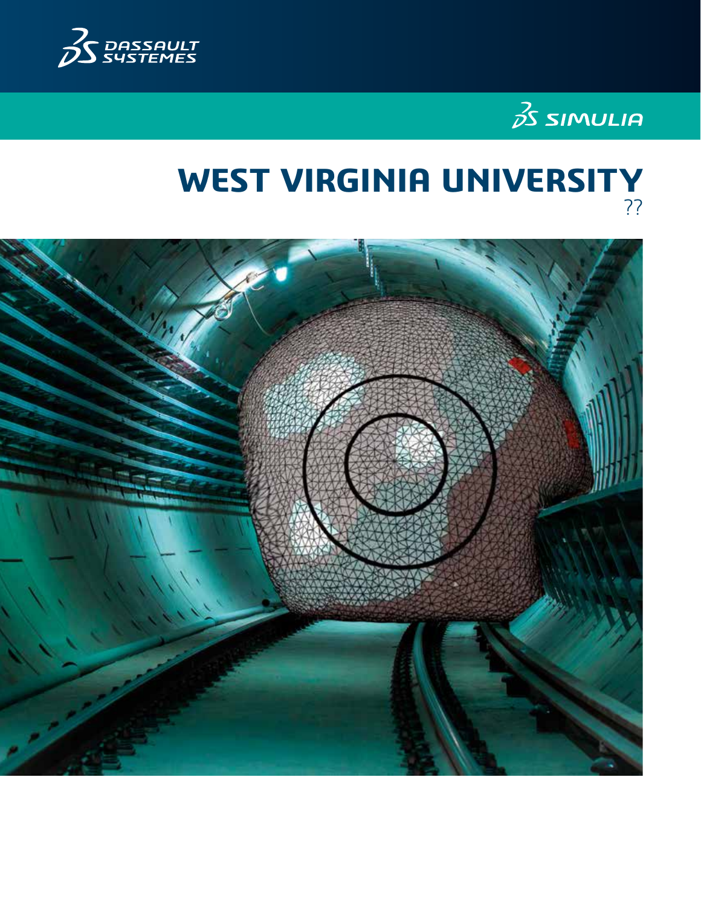DASSAULT SYSTEMES

SIMULIA

# WEST VIRGINIA UNIVERSITY

??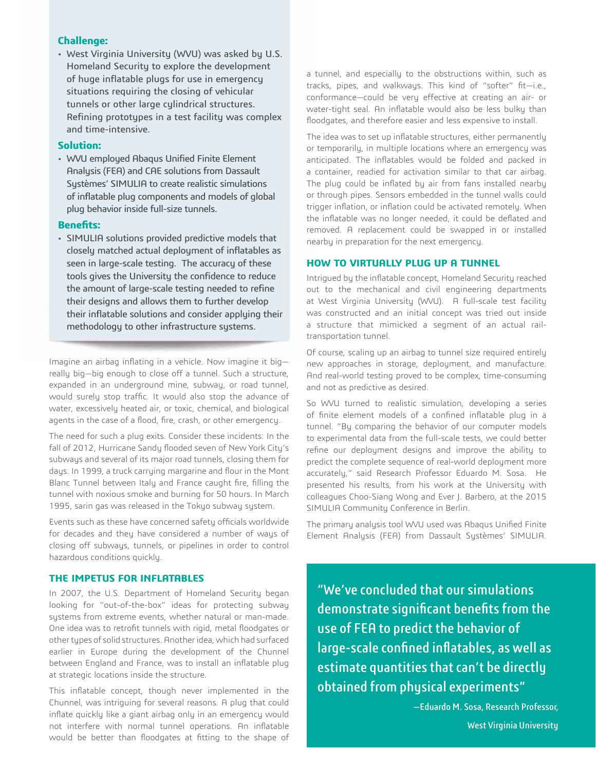### Challenge:

- West Virginia University (WVU) was asked by U.S. Homeland Security to explore the development of huge inflatable plugs for use in emergency situations requiring the closing of vehicular tunnels or other large cylindrical structures. Refining prototypes in a test facility was complex and time-intensive.

### Solution:

- WVU employed Abaqus Unified Finite Element Analysis (FEA) and CAE solutions from Dassault Systèmes' SIMULIA to create realistic simulations of inflatable plug components and models of global plug behavior inside full-size tunnels.

### Benefits:

- SIMULIA solutions provided predictive models that closely matched actual deployment of inflatables as seen in large-scale testing. The accuracy of these tools gives the University the confidence to reduce the amount of large-scale testing needed to refine their designs and allows them to further develop their inflatable solutions and consider applying their methodology to other infrastructure systems.

Imagine an airbag inflating in a vehicle. Now imagine it big—really big—big enough to close off a tunnel. Such a structure, expanded in an underground mine, subway, or road tunnel, would surely stop traffic. It would also stop the advance of water, excessively heated air, or toxic, chemical, and biological agents in the case of a flood, fire, crash, or other emergency.

The need for such a plug exits. Consider these incidents: In the fall of 2012, Hurricane Sandy flooded seven of New York City's subways and several of its major road tunnels, closing them for days. In 1999, a truck carrying margarine and flour in the Mont Blanc Tunnel between Italy and France caught fire, filling the tunnel with noxious smoke and burning for 50 hours. In March 1995, sarin gas was released in the Tokyo subway system.

Events such as these have concerned safety officials worldwide for decades and they have considered a number of ways of closing off subways, tunnels, or pipelines in order to control hazardous conditions quickly.

## THE IMPETUS FOR INFLATABLES

In 2007, the U.S. Department of Homeland Security began looking for "out-of-the-box" ideas for protecting subway systems from extreme events, whether natural or man-made. One idea was to retrofit tunnels with rigid, metal floodgates or other types of solid structures. Another idea, which had surfaced earlier in Europe during the development of the Chunnel between England and France, was to install an inflatable plug at strategic locations inside the structure.

This inflatable concept, though never implemented in the Chunnel, was intriguing for several reasons. A plug that could inflate quickly like a giant airbag only in an emergency would not interfere with normal tunnel operations. An inflatable would be better than floodgates at fitting to the shape of a tunnel, and especially to the obstructions within, such as tracks, pipes, and walkways. This kind of "softer" fit—i.e., conformance—could be very effective at creating an air- or water-tight seal. An inflatable would also be less bulky than floodgates, and therefore easier and less expensive to install.

The idea was to set up inflatable structures, either permanently or temporarily, in multiple locations where an emergency was anticipated. The inflatables would be folded and packed in a container, readied for activation similar to that car airbag. The plug could be inflated by air from fans installed nearby or through pipes. Sensors embedded in the tunnel walls could trigger inflation, or inflation could be activated remotely. When the inflatable was no longer needed, it could be deflated and removed. A replacement could be swapped in or installed nearby in preparation for the next emergency.

## HOW TO VIRTUALLY PLUG UP A TUNNEL

Intrigued by the inflatable concept, Homeland Security reached out to the mechanical and civil engineering departments at West Virginia University (WVU). A full-scale test facility was constructed and an initial concept was tried out inside a structure that mimicked a segment of an actual rail-transportation tunnel.

Of course, scaling up an airbag to tunnel size required entirely new approaches in storage, deployment, and manufacture. And real-world testing proved to be complex, time-consuming and not as predictive as desired.

So WVU turned to realistic simulation, developing a series of finite element models of a confined inflatable plug in a tunnel. "By comparing the behavior of our computer models to experimental data from the full-scale tests, we could better refine our deployment designs and improve the ability to predict the complete sequence of real-world deployment more accurately," said Research Professor Eduardo M. Sosa. He presented his results, from his work at the University with colleagues Choo-Siang Wong and Ever J. Barbero, at the 2015 SIMULIA Community Conference in Berlin.

The primary analysis tool WVU used was Abaqus Unified Finite Element Analysis (FEA) from Dassault Systèmes' SIMULIA.

> "We've concluded that our simulations demonstrate significant benefits from the use of FEA to predict the behavior of large-scale confined inflatables, as well as estimate quantities that can't be directly obtained from physical experiments"
>
> —Eduardo M. Sosa, Research Professor, West Virginia University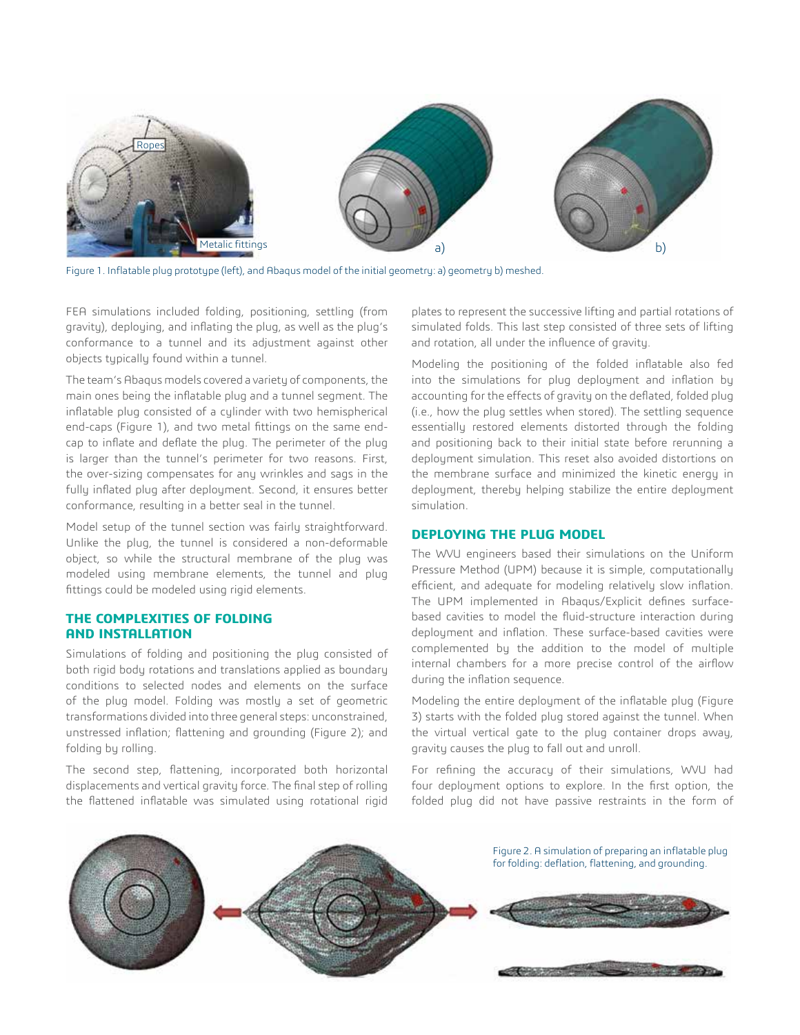Figure 1. Inflatable plug prototype (left), and Abaqus model of the initial geometry: a) geometry b) meshed.

FEA simulations included folding, positioning, settling (from gravity), deploying, and inflating the plug, as well as the plug's conformance to a tunnel and its adjustment against other objects typically found within a tunnel.

The team's Abaqus models covered a variety of components, the main ones being the inflatable plug and a tunnel segment. The inflatable plug consisted of a cylinder with two hemispherical end-caps (Figure 1), and two metal fittings on the same end-cap to inflate and deflate the plug. The perimeter of the plug is larger than the tunnel's perimeter for two reasons. First, the over-sizing compensates for any wrinkles and sags in the fully inflated plug after deployment. Second, it ensures better conformance, resulting in a better seal in the tunnel.

Model setup of the tunnel section was fairly straightforward. Unlike the plug, the tunnel is considered a non-deformable object, so while the structural membrane of the plug was modeled using membrane elements, the tunnel and plug fittings could be modeled using rigid elements.

## THE COMPLEXITIES OF FOLDING AND INSTALLATION

Simulations of folding and positioning the plug consisted of both rigid body rotations and translations applied as boundary conditions to selected nodes and elements on the surface of the plug model. Folding was mostly a set of geometric transformations divided into three general steps: unconstrained, unstressed inflation; flattening and grounding (Figure 2); and folding by rolling.

The second step, flattening, incorporated both horizontal displacements and vertical gravity force. The final step of rolling the flattened inflatable was simulated using rotational rigid plates to represent the successive lifting and partial rotations of simulated folds. This last step consisted of three sets of lifting and rotation, all under the influence of gravity.

Modeling the positioning of the folded inflatable also fed into the simulations for plug deployment and inflation by accounting for the effects of gravity on the deflated, folded plug (i.e., how the plug settles when stored). The settling sequence essentially restored elements distorted through the folding and positioning back to their initial state before rerunning a deployment simulation. This reset also avoided distortions on the membrane surface and minimized the kinetic energy in deployment, thereby helping stabilize the entire deployment simulation.

## DEPLOYING THE PLUG MODEL

The WVU engineers based their simulations on the Uniform Pressure Method (UPM) because it is simple, computationally efficient, and adequate for modeling relatively slow inflation. The UPM implemented in Abaqus/Explicit defines surface-based cavities to model the fluid-structure interaction during deployment and inflation. These surface-based cavities were complemented by the addition to the model of multiple internal chambers for a more precise control of the airflow during the inflation sequence.

Modeling the entire deployment of the inflatable plug (Figure 3) starts with the folded plug stored against the tunnel. When the virtual vertical gate to the plug container drops away, gravity causes the plug to fall out and unroll.

For refining the accuracy of their simulations, WVU had four deployment options to explore. In the first option, the folded plug did not have passive restraints in the form of

Figure 2. A simulation of preparing an inflatable plug for folding: deflation, flattening, and grounding.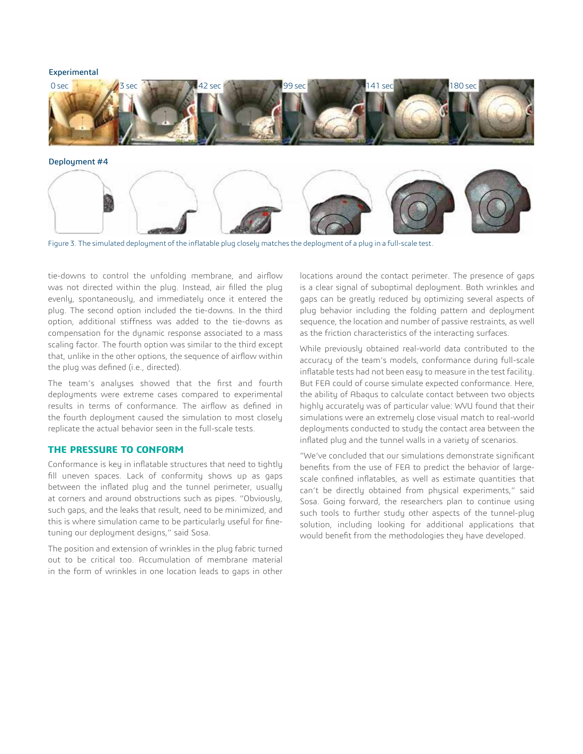Experimental

0 sec | 3 sec | 42 sec | 99 sec | 141 sec | 180 sec

Deployment #4

Figure 3. The simulated deployment of the inflatable plug closely matches the deployment of a plug in a full-scale test.

tie-downs to control the unfolding membrane, and airflow was not directed within the plug. Instead, air filled the plug evenly, spontaneously, and immediately once it entered the plug. The second option included the tie-downs. In the third option, additional stiffness was added to the tie-downs as compensation for the dynamic response associated to a mass scaling factor. The fourth option was similar to the third except that, unlike in the other options, the sequence of airflow within the plug was defined (i.e., directed).

The team's analyses showed that the first and fourth deployments were extreme cases compared to experimental results in terms of conformance. The airflow as defined in the fourth deployment caused the simulation to most closely replicate the actual behavior seen in the full-scale tests.

## THE PRESSURE TO CONFORM

Conformance is key in inflatable structures that need to tightly fill uneven spaces. Lack of conformity shows up as gaps between the inflated plug and the tunnel perimeter, usually at corners and around obstructions such as pipes. "Obviously, such gaps, and the leaks that result, need to be minimized, and this is where simulation came to be particularly useful for fine-tuning our deployment designs," said Sosa.

The position and extension of wrinkles in the plug fabric turned out to be critical too. Accumulation of membrane material in the form of wrinkles in one location leads to gaps in other locations around the contact perimeter. The presence of gaps is a clear signal of suboptimal deployment. Both wrinkles and gaps can be greatly reduced by optimizing several aspects of plug behavior including the folding pattern and deployment sequence, the location and number of passive restraints, as well as the friction characteristics of the interacting surfaces.

While previously obtained real-world data contributed to the accuracy of the team's models, conformance during full-scale inflatable tests had not been easy to measure in the test facility. But FEA could of course simulate expected conformance. Here, the ability of Abaqus to calculate contact between two objects highly accurately was of particular value: WVU found that their simulations were an extremely close visual match to real-world deployments conducted to study the contact area between the inflated plug and the tunnel walls in a variety of scenarios.

"We've concluded that our simulations demonstrate significant benefits from the use of FEA to predict the behavior of large-scale confined inflatables, as well as estimate quantities that can't be directly obtained from physical experiments," said Sosa. Going forward, the researchers plan to continue using such tools to further study other aspects of the tunnel-plug solution, including looking for additional applications that would benefit from the methodologies they have developed.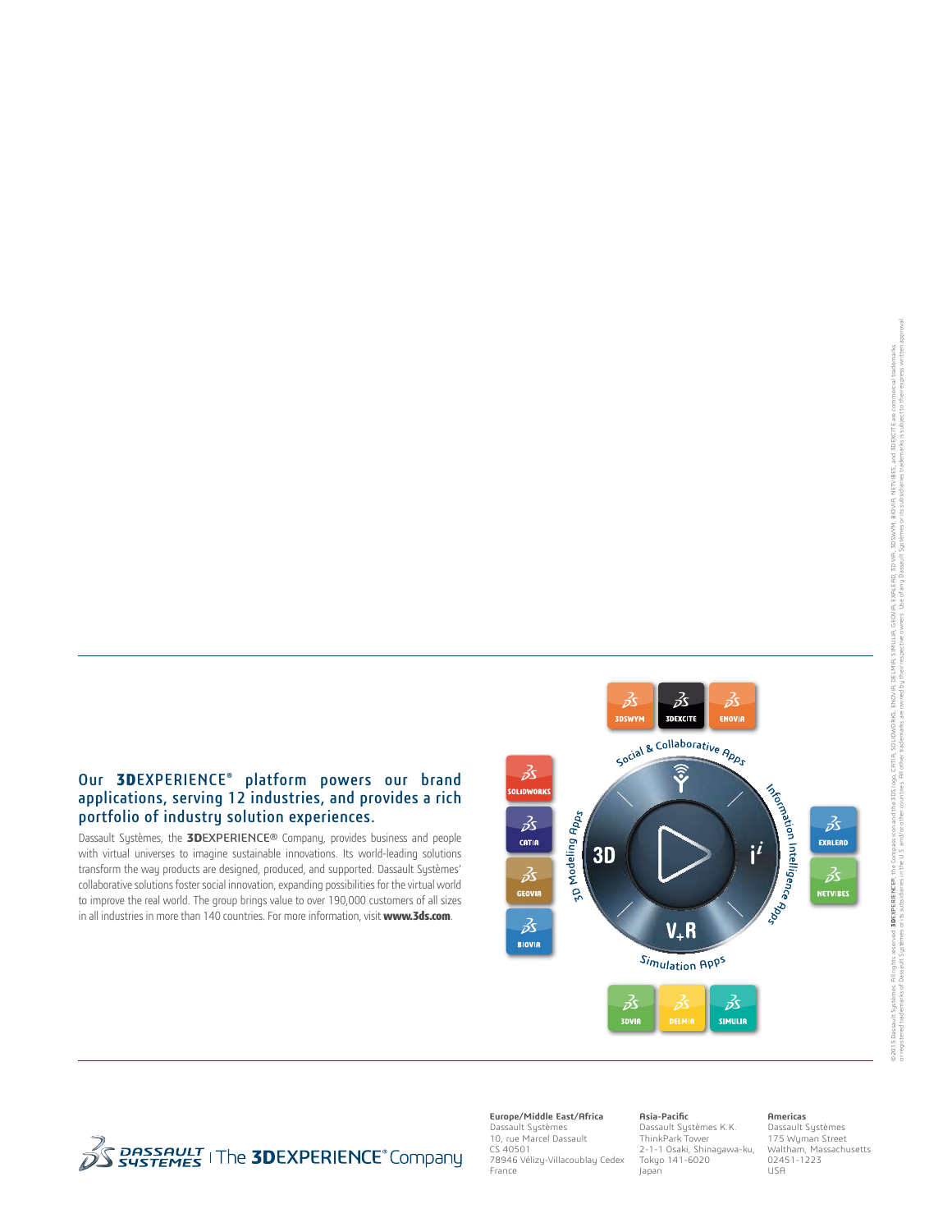## Our 3DEXPERIENCE® platform powers our brand applications, serving 12 industries, and provides a rich portfolio of industry solution experiences.

Dassault Systèmes, the **3D**EXPERIENCE® Company, provides business and people with virtual universes to imagine sustainable innovations. Its world-leading solutions transform the way products are designed, produced, and supported. Dassault Systèmes' collaborative solutions foster social innovation, expanding possibilities for the virtual world to improve the real world. The group brings value to over 190,000 customers of all sizes in all industries in more than 140 countries. For more information, visit **www.3ds.com**.

3DSWYM
3DEXCITE
ENOVIA
Social & Collaborative Apps
SOLIDWORKS
CATIA
GEOVIA
BIOVIA
3D Modeling Apps
3D
$i^i$
V+R
Information Intelligence Apps
EXALEAD
NETVIBES
Simulation Apps
3DVIA
DELMIA
SIMULIA

DASSAULT SYSTEMES | The **3D**EXPERIENCE® Company

**Europe/Middle East/Africa**
Dassault Systèmes
10, rue Marcel Dassault
CS 40501
78946 Vélizy-Villacoublay Cedex
France

**Asia-Pacific**
Dassault Systèmes K.K.
ThinkPark Tower
2-1-1 Osaki, Shinagawa-ku,
Tokyo 141-6020
Japan

**Americas**
Dassault Systèmes
175 Wyman Street
Waltham, Massachusetts
02451-1223
USA

©2015 Dassault Systèmes. All rights reserved. 3DEXPERIENCE®, the Compass icon and the 3DS logo, CATIA, SOLIDWORKS, ENOVIA, DELMIA, SIMULIA, GEOVIA, EXALEAD, 3D VIA, 3DSWYM, BIOVIA, NETVIBES, and 3DEXCITE are commercial trademarks or registered trademarks of Dassault Systèmes or its subsidiaries in the U.S. and/or other countries. All other trademarks are owned by their respective owners. Use of any Dassault Systèmes or its subsidiaries trademarks is subject to their express written approval.